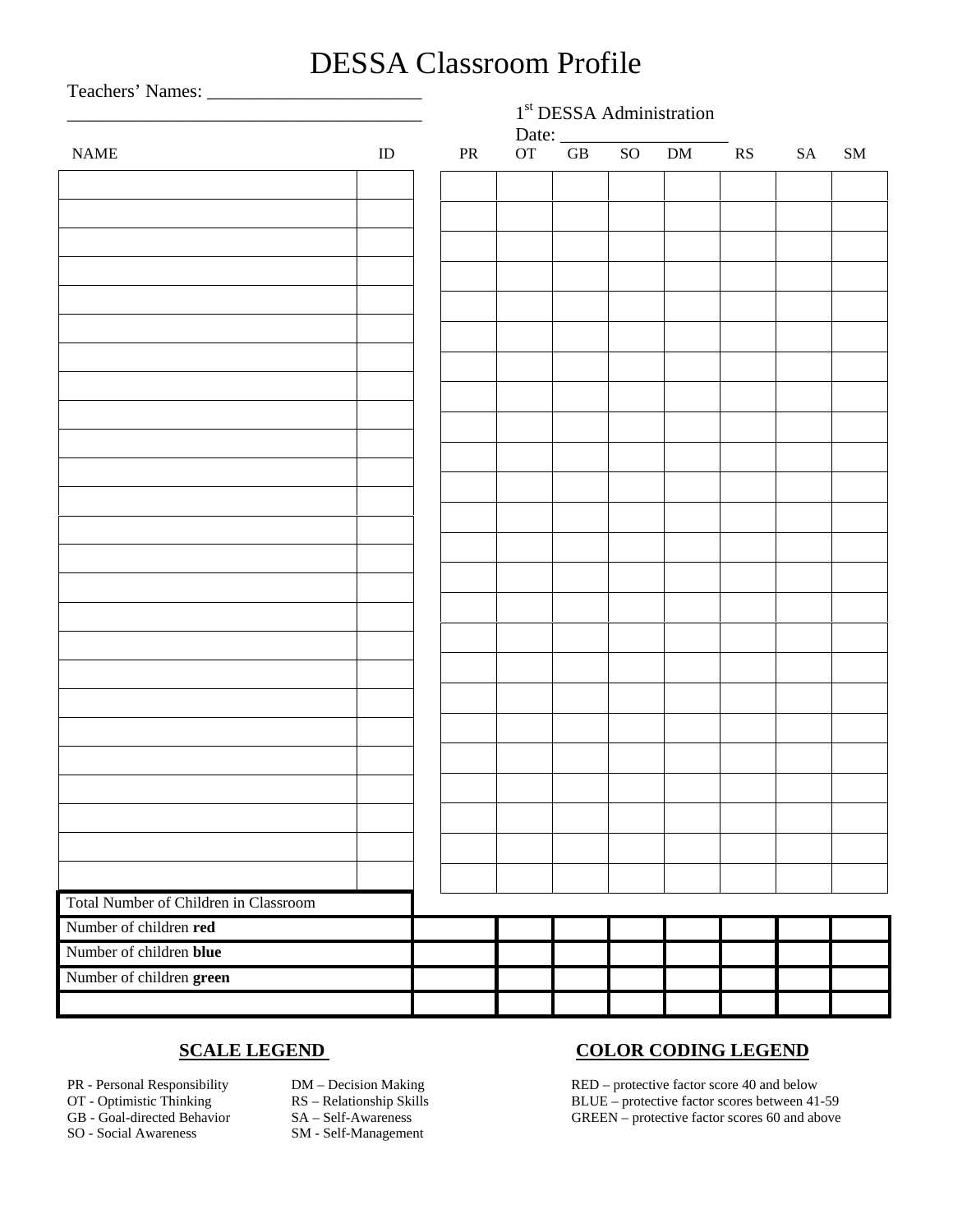# DESSA Classroom Profile

Teachers' Names: ______________________
_____________________________________

1st DESSA Administration
Date: __________________

| NAME | ID | PR | OT | GB | SO | DM | RS | SA | SM |
|---|---|---|---|---|---|---|---|---|---|
| | | | | | | | | | |
| | | | | | | | | | |
| | | | | | | | | | |
| | | | | | | | | | |
| | | | | | | | | | |
| | | | | | | | | | |
| | | | | | | | | | |
| | | | | | | | | | |
| | | | | | | | | | |
| | | | | | | | | | |
| | | | | | | | | | |
| | | | | | | | | | |
| | | | | | | | | | |
| | | | | | | | | | |
| | | | | | | | | | |
| | | | | | | | | | |
| | | | | | | | | | |
| | | | | | | | | | |
| | | | | | | | | | |
| | | | | | | | | | |
| | | | | | | | | | |
| | | | | | | | | | |
| | | | | | | | | | |
| | | | | | | | | | |
| | | | | | | | | | |
| Total Number of Children in Classroom | | | | | | | | | |
| Number of children **red** | | | | | | | | | |
| Number of children **blue** | | | | | | | | | |
| Number of children **green** | | | | | | | | | |
| | | | | | | | | | |

## SCALE LEGEND

PR - Personal Responsibility
OT - Optimistic Thinking
GB - Goal-directed Behavior
SO - Social Awareness
DM – Decision Making
RS – Relationship Skills
SA – Self-Awareness
SM - Self-Management

## COLOR CODING LEGEND

RED – protective factor score 40 and below
BLUE – protective factor scores between 41-59
GREEN – protective factor scores 60 and above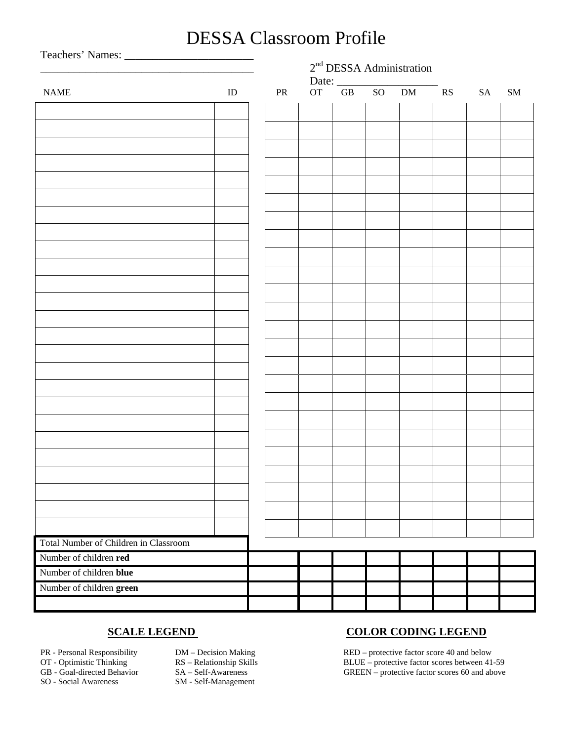# DESSA Classroom Profile

Teachers' Names: ______________________
_____________________________________

2nd DESSA Administration
Date: __________________

| NAME | ID | PR | OT | GB | SO | DM | RS | SA | SM |
|---|---|---|---|---|---|---|---|---|---|
| | | | | | | | | | |
| | | | | | | | | | |
| | | | | | | | | | |
| | | | | | | | | | |
| | | | | | | | | | |
| | | | | | | | | | |
| | | | | | | | | | |
| | | | | | | | | | |
| | | | | | | | | | |
| | | | | | | | | | |
| | | | | | | | | | |
| | | | | | | | | | |
| | | | | | | | | | |
| | | | | | | | | | |
| | | | | | | | | | |
| | | | | | | | | | |
| | | | | | | | | | |
| | | | | | | | | | |
| | | | | | | | | | |
| | | | | | | | | | |
| | | | | | | | | | |
| | | | | | | | | | |
| | | | | | | | | | |
| | | | | | | | | | |
| | | | | | | | | | |
| Total Number of Children in Classroom | | | | | | | | | |
| Number of children **red** | | | | | | | | | |
| Number of children **blue** | | | | | | | | | |
| Number of children **green** | | | | | | | | | |
| | | | | | | | | | |

**SCALE LEGEND**

PR - Personal Responsibility
OT - Optimistic Thinking
GB - Goal-directed Behavior
SO - Social Awareness
DM – Decision Making
RS – Relationship Skills
SA – Self-Awareness
SM - Self-Management

**COLOR CODING LEGEND**

RED – protective factor score 40 and below
BLUE – protective factor scores between 41-59
GREEN – protective factor scores 60 and above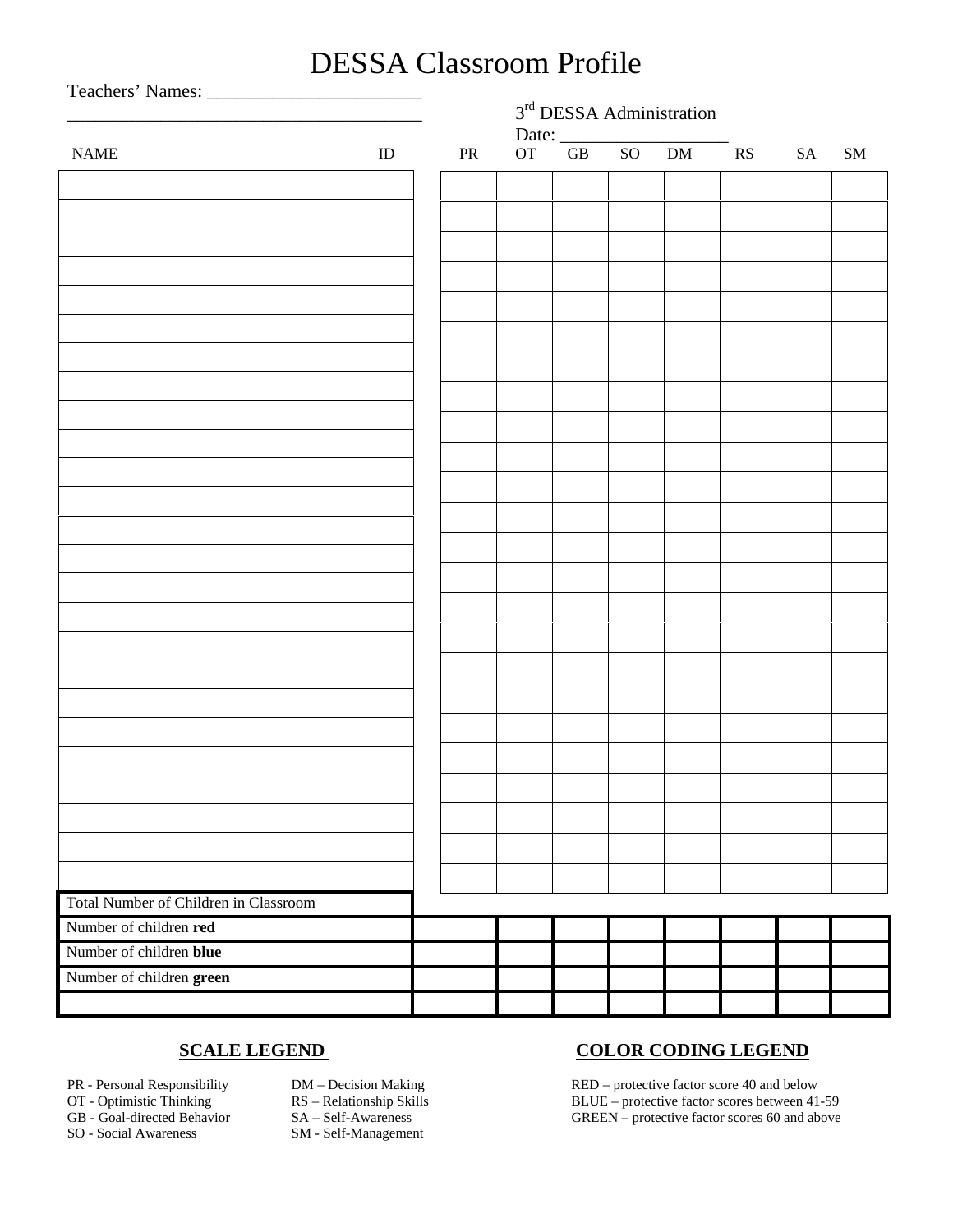# DESSA Classroom Profile

Teachers' Names: ______________________

_____________________________________

3rd DESSA Administration

Date: _________________

| NAME | ID | PR | OT | GB | SO | DM | RS | SA | SM |
|---|---|---|---|---|---|---|---|---|---|
| | | | | | | | | | |
| | | | | | | | | | |
| | | | | | | | | | |
| | | | | | | | | | |
| | | | | | | | | | |
| | | | | | | | | | |
| | | | | | | | | | |
| | | | | | | | | | |
| | | | | | | | | | |
| | | | | | | | | | |
| | | | | | | | | | |
| | | | | | | | | | |
| | | | | | | | | | |
| | | | | | | | | | |
| | | | | | | | | | |
| | | | | | | | | | |
| | | | | | | | | | |
| | | | | | | | | | |
| | | | | | | | | | |
| | | | | | | | | | |
| | | | | | | | | | |
| | | | | | | | | | |
| | | | | | | | | | |
| | | | | | | | | | |
| | | | | | | | | | |
| Total Number of Children in Classroom | | | | | | | | | |
| Number of children **red** | | | | | | | | | |
| Number of children **blue** | | | | | | | | | |
| Number of children **green** | | | | | | | | | |
| | | | | | | | | | |

**SCALE LEGEND**

PR - Personal Responsibility
OT - Optimistic Thinking
GB - Goal-directed Behavior
SO - Social Awareness
DM – Decision Making
RS – Relationship Skills
SA – Self-Awareness
SM - Self-Management

**COLOR CODING LEGEND**

RED – protective factor score 40 and below
BLUE – protective factor scores between 41-59
GREEN – protective factor scores 60 and above